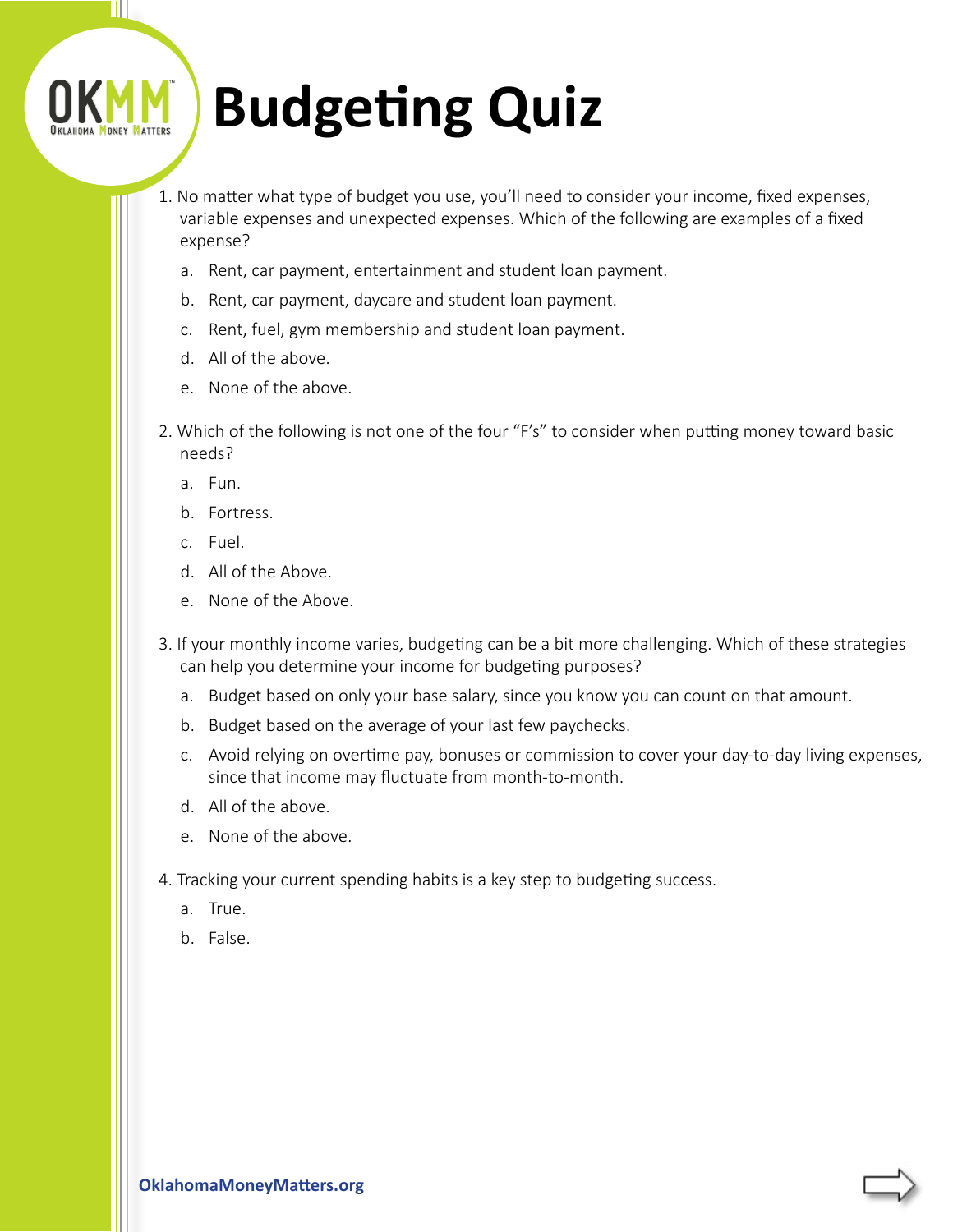# Budgeting Quiz

1. No matter what type of budget you use, you'll need to consider your income, fixed expenses, variable expenses and unexpected expenses. Which of the following are examples of a fixed expense?

   a. Rent, car payment, entertainment and student loan payment.

   b. Rent, car payment, daycare and student loan payment.

   c. Rent, fuel, gym membership and student loan payment.

   d. All of the above.

   e. None of the above.

2. Which of the following is not one of the four "F's" to consider when putting money toward basic needs?

   a. Fun.

   b. Fortress.

   c. Fuel.

   d. All of the Above.

   e. None of the Above.

3. If your monthly income varies, budgeting can be a bit more challenging. Which of these strategies can help you determine your income for budgeting purposes?

   a. Budget based on only your base salary, since you know you can count on that amount.

   b. Budget based on the average of your last few paychecks.

   c. Avoid relying on overtime pay, bonuses or commission to cover your day-to-day living expenses, since that income may fluctuate from month-to-month.

   d. All of the above.

   e. None of the above.

4. Tracking your current spending habits is a key step to budgeting success.

   a. True.

   b. False.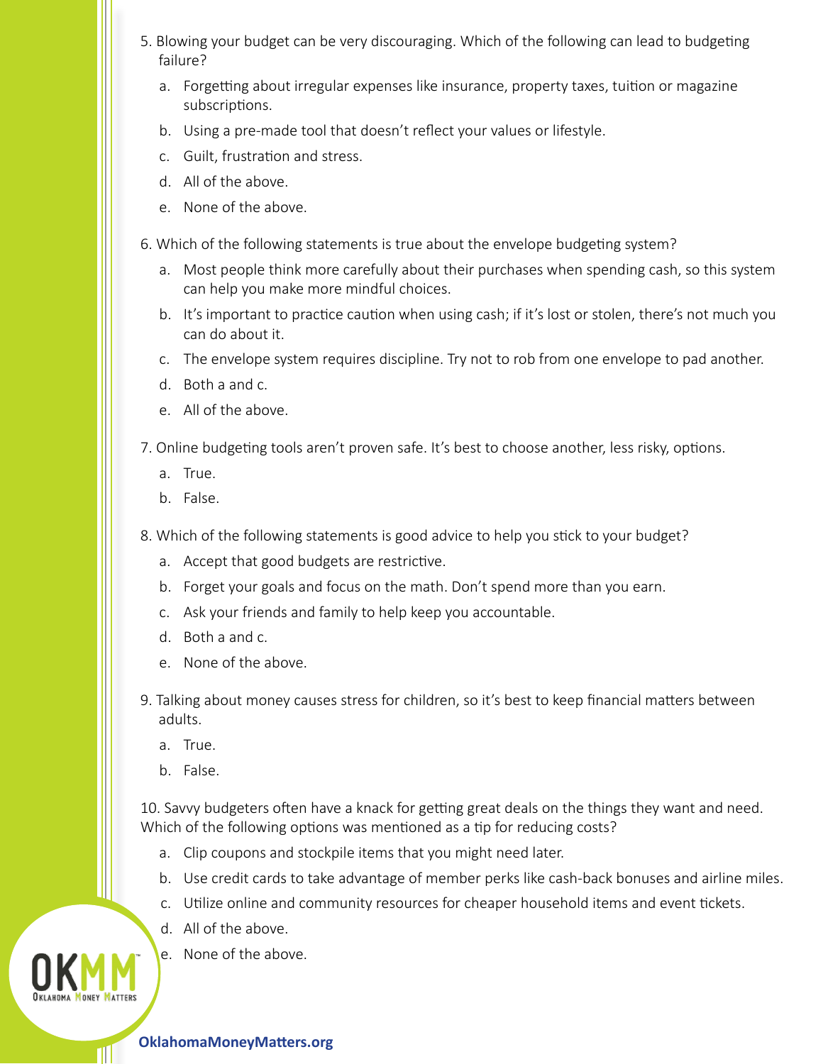5. Blowing your budget can be very discouraging. Which of the following can lead to budgeting failure?

   a. Forgetting about irregular expenses like insurance, property taxes, tuition or magazine subscriptions.

   b. Using a pre-made tool that doesn't reflect your values or lifestyle.

   c. Guilt, frustration and stress.

   d. All of the above.

   e. None of the above.

6. Which of the following statements is true about the envelope budgeting system?

   a. Most people think more carefully about their purchases when spending cash, so this system can help you make more mindful choices.

   b. It's important to practice caution when using cash; if it's lost or stolen, there's not much you can do about it.

   c. The envelope system requires discipline. Try not to rob from one envelope to pad another.

   d. Both a and c.

   e. All of the above.

7. Online budgeting tools aren't proven safe. It's best to choose another, less risky, options.

   a. True.

   b. False.

8. Which of the following statements is good advice to help you stick to your budget?

   a. Accept that good budgets are restrictive.

   b. Forget your goals and focus on the math. Don't spend more than you earn.

   c. Ask your friends and family to help keep you accountable.

   d. Both a and c.

   e. None of the above.

9. Talking about money causes stress for children, so it's best to keep financial matters between adults.

   a. True.

   b. False.

10. Savvy budgeters often have a knack for getting great deals on the things they want and need. Which of the following options was mentioned as a tip for reducing costs?

   a. Clip coupons and stockpile items that you might need later.

   b. Use credit cards to take advantage of member perks like cash-back bonuses and airline miles.

   c. Utilize online and community resources for cheaper household items and event tickets.

   d. All of the above.

   e. None of the above.

OKMM Oklahoma Money Matters

**OklahomaMoneyMatters.org**